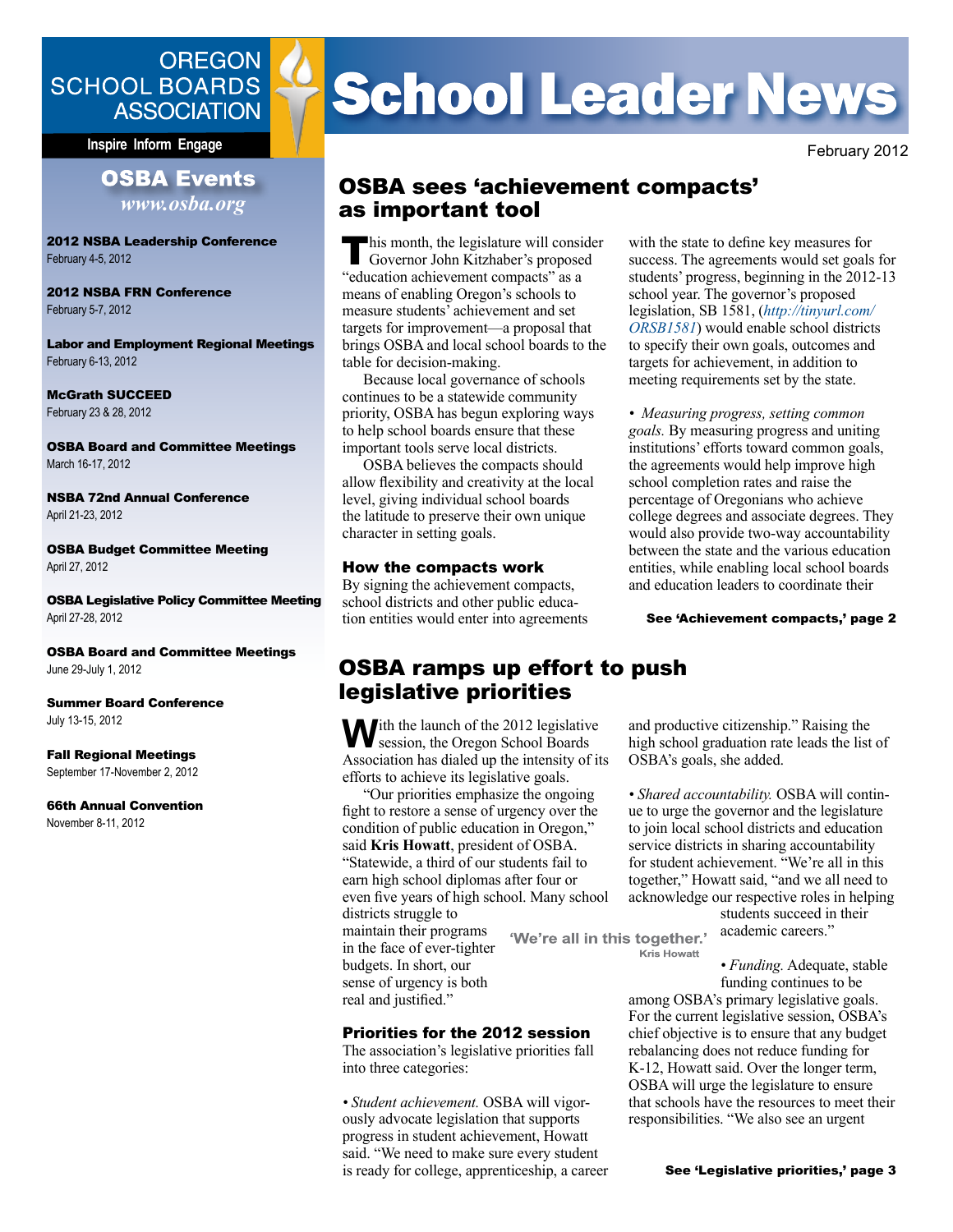OREGON SCHOOL BOARDS ASSOCIATION

Inspire Inform Engage

# School Leader News

February 2012

## OSBA Events

*www.osba.org*

**2012 NSBA Leadership Conference**
February 4-5, 2012

**2012 NSBA FRN Conference**
February 5-7, 2012

**Labor and Employment Regional Meetings**
February 6-13, 2012

**McGrath SUCCEED**
February 23 & 28, 2012

**OSBA Board and Committee Meetings**
March 16-17, 2012

**NSBA 72nd Annual Conference**
April 21-23, 2012

**OSBA Budget Committee Meeting**
April 27, 2012

**OSBA Legislative Policy Committee Meeting**
April 27-28, 2012

**OSBA Board and Committee Meetings**
June 29-July 1, 2012

**Summer Board Conference**
July 13-15, 2012

**Fall Regional Meetings**
September 17-November 2, 2012

**66th Annual Convention**
November 8-11, 2012

## OSBA sees 'achievement compacts' as important tool

This month, the legislature will consider Governor John Kitzhaber's proposed "education achievement compacts" as a means of enabling Oregon's schools to measure students' achievement and set targets for improvement—a proposal that brings OSBA and local school boards to the table for decision-making.

Because local governance of schools continues to be a statewide community priority, OSBA has begun exploring ways to help school boards ensure that these important tools serve local districts.

OSBA believes the compacts should allow flexibility and creativity at the local level, giving individual school boards the latitude to preserve their own unique character in setting goals.

### How the compacts work

By signing the achievement compacts, school districts and other public education entities would enter into agreements with the state to define key measures for success. The agreements would set goals for students' progress, beginning in the 2012-13 school year. The governor's proposed legislation, SB 1581, (*http://tinyurl.com/ORSB1581*) would enable school districts to specify their own goals, outcomes and targets for achievement, in addition to meeting requirements set by the state.

• *Measuring progress, setting common goals.* By measuring progress and uniting institutions' efforts toward common goals, the agreements would help improve high school completion rates and raise the percentage of Oregonians who achieve college degrees and associate degrees. They would also provide two-way accountability between the state and the various education entities, while enabling local school boards and education leaders to coordinate their

**See 'Achievement compacts,' page 2**

## OSBA ramps up effort to push legislative priorities

With the launch of the 2012 legislative session, the Oregon School Boards Association has dialed up the intensity of its efforts to achieve its legislative goals.

"Our priorities emphasize the ongoing fight to restore a sense of urgency over the condition of public education in Oregon," said **Kris Howatt**, president of OSBA. "Statewide, a third of our students fail to earn high school diplomas after four or even five years of high school. Many school districts struggle to maintain their programs in the face of ever-tighter budgets. In short, our sense of urgency is both real and justified."

### Priorities for the 2012 session

The association's legislative priorities fall into three categories:

• *Student achievement.* OSBA will vigorously advocate legislation that supports progress in student achievement, Howatt said. "We need to make sure every student is ready for college, apprenticeship, a career and productive citizenship." Raising the high school graduation rate leads the list of OSBA's goals, she added.

• *Shared accountability.* OSBA will continue to urge the governor and the legislature to join local school districts and education service districts in sharing accountability for student achievement. "We're all in this together," Howatt said, "and we all need to acknowledge our respective roles in helping students succeed in their academic careers."

> 'We're all in this together.'
> Kris Howatt

• *Funding.* Adequate, stable funding continues to be among OSBA's primary legislative goals. For the current legislative session, OSBA's chief objective is to ensure that any budget rebalancing does not reduce funding for K-12, Howatt said. Over the longer term, OSBA will urge the legislature to ensure that schools have the resources to meet their responsibilities. "We also see an urgent

**See 'Legislative priorities,' page 3**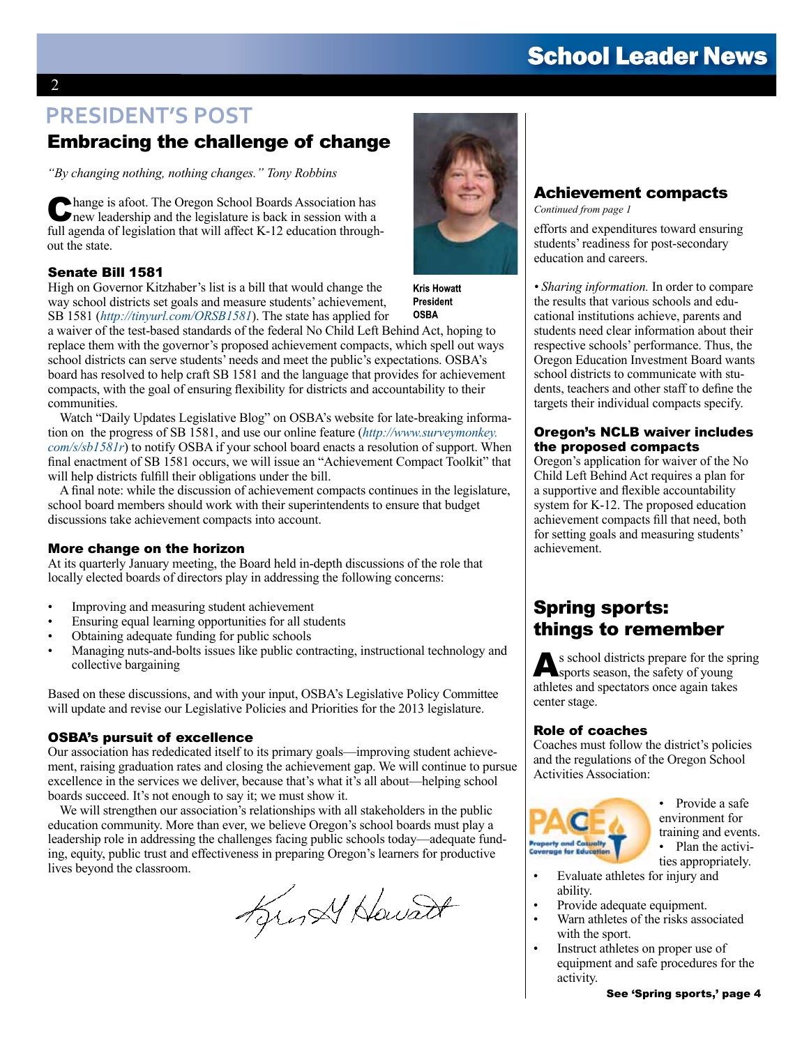# PRESIDENT'S POST

## Embracing the challenge of change

*"By changing nothing, nothing changes." Tony Robbins*

Change is afoot. The Oregon School Boards Association has new leadership and the legislature is back in session with a full agenda of legislation that will affect K-12 education throughout the state.

Kris Howatt
President
OSBA

### Senate Bill 1581

High on Governor Kitzhaber's list is a bill that would change the way school districts set goals and measure students' achievement, SB 1581 (*http://tinyurl.com/ORSB1581*). The state has applied for a waiver of the test-based standards of the federal No Child Left Behind Act, hoping to replace them with the governor's proposed achievement compacts, which spell out ways school districts can serve students' needs and meet the public's expectations. OSBA's board has resolved to help craft SB 1581 and the language that provides for achievement compacts, with the goal of ensuring flexibility for districts and accountability to their communities.

Watch "Daily Updates Legislative Blog" on OSBA's website for late-breaking information on the progress of SB 1581, and use our online feature (*http://www.surveymonkey.com/s/sb1581r*) to notify OSBA if your school board enacts a resolution of support. When final enactment of SB 1581 occurs, we will issue an "Achievement Compact Toolkit" that will help districts fulfill their obligations under the bill.

A final note: while the discussion of achievement compacts continues in the legislature, school board members should work with their superintendents to ensure that budget discussions take achievement compacts into account.

### More change on the horizon

At its quarterly January meeting, the Board held in-depth discussions of the role that locally elected boards of directors play in addressing the following concerns:

- Improving and measuring student achievement
- Ensuring equal learning opportunities for all students
- Obtaining adequate funding for public schools
- Managing nuts-and-bolts issues like public contracting, instructional technology and collective bargaining

Based on these discussions, and with your input, OSBA's Legislative Policy Committee will update and revise our Legislative Policies and Priorities for the 2013 legislature.

### OSBA's pursuit of excellence

Our association has rededicated itself to its primary goals—improving student achievement, raising graduation rates and closing the achievement gap. We will continue to pursue excellence in the services we deliver, because that's what it's all about—helping school boards succeed. It's not enough to say it; we must show it.

We will strengthen our association's relationships with all stakeholders in the public education community. More than ever, we believe Oregon's school boards must play a leadership role in addressing the challenges facing public schools today—adequate funding, equity, public trust and effectiveness in preparing Oregon's learners for productive lives beyond the classroom.

Kris H Howatt

## Achievement compacts

*Continued from page 1*

efforts and expenditures toward ensuring students' readiness for post-secondary education and careers.

• *Sharing information.* In order to compare the results that various schools and educational institutions achieve, parents and students need clear information about their respective schools' performance. Thus, the Oregon Education Investment Board wants school districts to communicate with students, teachers and other staff to define the targets their individual compacts specify.

### Oregon's NCLB waiver includes the proposed compacts

Oregon's application for waiver of the No Child Left Behind Act requires a plan for a supportive and flexible accountability system for K-12. The proposed education achievement compacts fill that need, both for setting goals and measuring students' achievement.

## Spring sports: things to remember

As school districts prepare for the spring sports season, the safety of young athletes and spectators once again takes center stage.

### Role of coaches

Coaches must follow the district's policies and the regulations of the Oregon School Activities Association:

PACE Property and Casualty Coverage for Education

- Provide a safe environment for training and events.
- Plan the activities appropriately.
- Evaluate athletes for injury and ability.
- Provide adequate equipment.
- Warn athletes of the risks associated with the sport.
- Instruct athletes on proper use of equipment and safe procedures for the activity.

**See 'Spring sports,' page 4**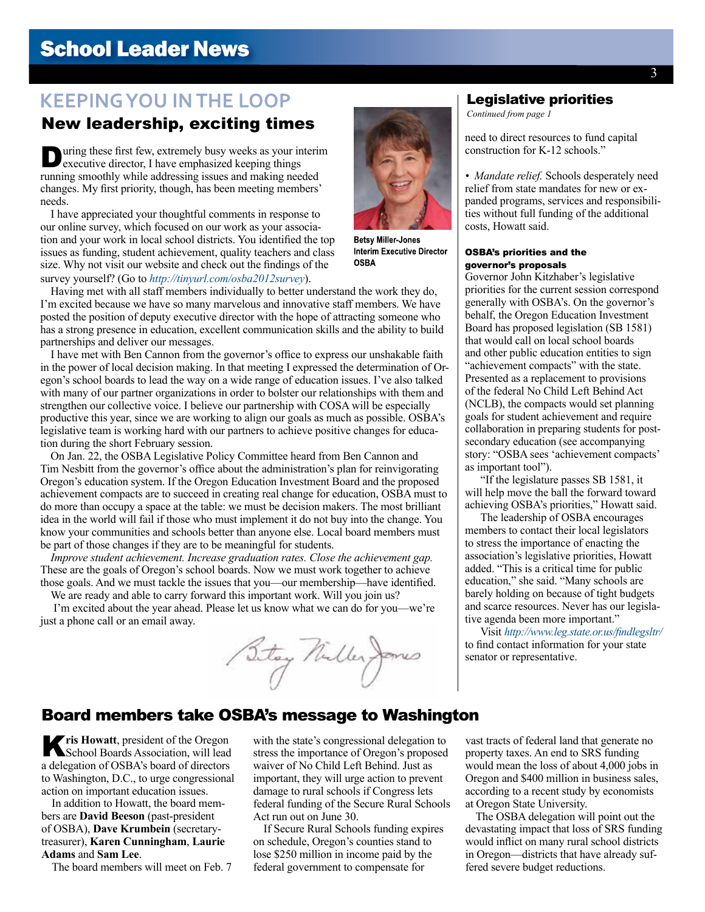# KEEPING YOU IN THE LOOP

## New leadership, exciting times

During these first few, extremely busy weeks as your interim executive director, I have emphasized keeping things running smoothly while addressing issues and making needed changes. My first priority, though, has been meeting members' needs.

I have appreciated your thoughtful comments in response to our online survey, which focused on our work as your association and your work in local school districts. You identified the top issues as funding, student achievement, quality teachers and class size. Why not visit our website and check out the findings of the survey yourself? (Go to *http://tinyurl.com/osba2012survey*).

**Betsy Miller-Jones**
**Interim Executive Director**
**OSBA**

Having met with all staff members individually to better understand the work they do, I'm excited because we have so many marvelous and innovative staff members. We have posted the position of deputy executive director with the hope of attracting someone who has a strong presence in education, excellent communication skills and the ability to build partnerships and deliver our messages.

I have met with Ben Cannon from the governor's office to express our unshakable faith in the power of local decision making. In that meeting I expressed the determination of Oregon's school boards to lead the way on a wide range of education issues. I've also talked with many of our partner organizations in order to bolster our relationships with them and strengthen our collective voice. I believe our partnership with COSA will be especially productive this year, since we are working to align our goals as much as possible. OSBA's legislative team is working hard with our partners to achieve positive changes for education during the short February session.

On Jan. 22, the OSBA Legislative Policy Committee heard from Ben Cannon and Tim Nesbitt from the governor's office about the administration's plan for reinvigorating Oregon's education system. If the Oregon Education Investment Board and the proposed achievement compacts are to succeed in creating real change for education, OSBA must to do more than occupy a space at the table: we must be decision makers. The most brilliant idea in the world will fail if those who must implement it do not buy into the change. You know your communities and schools better than anyone else. Local board members must be part of those changes if they are to be meaningful for students.

*Improve student achievement. Increase graduation rates. Close the achievement gap.* These are the goals of Oregon's school boards. Now we must work together to achieve those goals. And we must tackle the issues that you—our membership—have identified.

We are ready and able to carry forward this important work. Will you join us?

I'm excited about the year ahead. Please let us know what we can do for you—we're just a phone call or an email away.

Betsy Miller-Jones

## Legislative priorities

*Continued from page 1*

need to direct resources to fund capital construction for K-12 schools."

• *Mandate relief.* Schools desperately need relief from state mandates for new or expanded programs, services and responsibilities without full funding of the additional costs, Howatt said.

### OSBA's priorities and the governor's proposals

Governor John Kitzhaber's legislative priorities for the current session correspond generally with OSBA's. On the governor's behalf, the Oregon Education Investment Board has proposed legislation (SB 1581) that would call on local school boards and other public education entities to sign "achievement compacts" with the state. Presented as a replacement to provisions of the federal No Child Left Behind Act (NCLB), the compacts would set planning goals for student achievement and require collaboration in preparing students for post-secondary education (see accompanying story: "OSBA sees 'achievement compacts' as important tool").

"If the legislature passes SB 1581, it will help move the ball the forward toward achieving OSBA's priorities," Howatt said.

The leadership of OSBA encourages members to contact their local legislators to stress the importance of enacting the association's legislative priorities, Howatt added. "This is a critical time for public education," she said. "Many schools are barely holding on because of tight budgets and scarce resources. Never has our legislative agenda been more important."

Visit *http://www.leg.state.or.us/findlegsltr/* to find contact information for your state senator or representative.

## Board members take OSBA's message to Washington

**Kris Howatt**, president of the Oregon School Boards Association, will lead a delegation of OSBA's board of directors to Washington, D.C., to urge congressional action on important education issues.

In addition to Howatt, the board members are **David Beeson** (past-president of OSBA), **Dave Krumbein** (secretary-treasurer), **Karen Cunningham**, **Laurie Adams** and **Sam Lee**.

The board members will meet on Feb. 7 with the state's congressional delegation to stress the importance of Oregon's proposed waiver of No Child Left Behind. Just as important, they will urge action to prevent damage to rural schools if Congress lets federal funding of the Secure Rural Schools Act run out on June 30.

If Secure Rural Schools funding expires on schedule, Oregon's counties stand to lose $250 million in income paid by the federal government to compensate for vast tracts of federal land that generate no property taxes. An end to SRS funding would mean the loss of about 4,000 jobs in Oregon and $400 million in business sales, according to a recent study by economists at Oregon State University.

The OSBA delegation will point out the devastating impact that loss of SRS funding would inflict on many rural school districts in Oregon—districts that have already suffered severe budget reductions.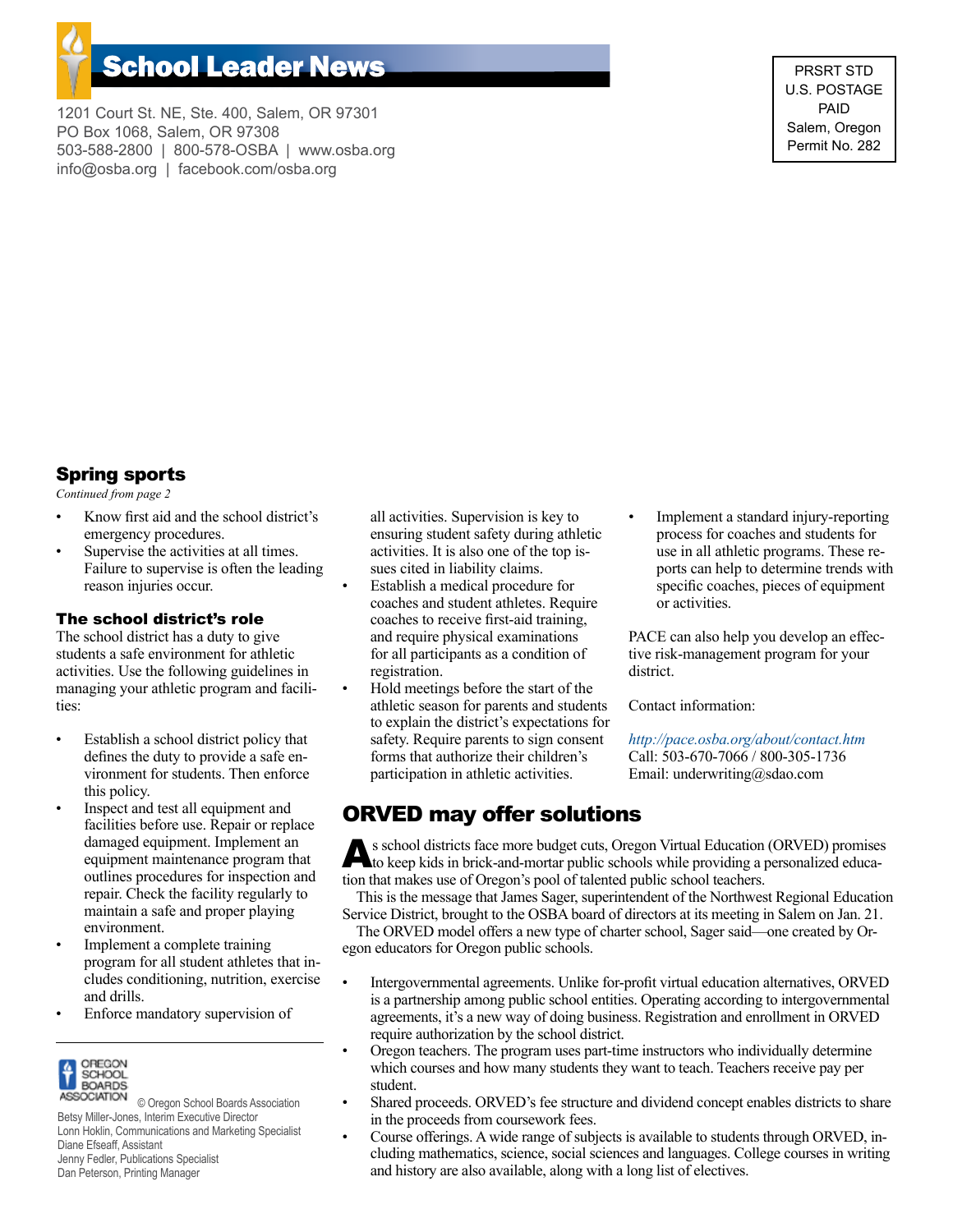# School Leader News

1201 Court St. NE, Ste. 400, Salem, OR 97301
PO Box 1068, Salem, OR 97308
503-588-2800 | 800-578-OSBA | www.osba.org
info@osba.org | facebook.com/osba.org

PRSRT STD
U.S. POSTAGE
PAID
Salem, Oregon
Permit No. 282

## Spring sports

*Continued from page 2*

- Know first aid and the school district's emergency procedures.
- Supervise the activities at all times. Failure to supervise is often the leading reason injuries occur.

### The school district's role

The school district has a duty to give students a safe environment for athletic activities. Use the following guidelines in managing your athletic program and facilities:

- Establish a school district policy that defines the duty to provide a safe environment for students. Then enforce this policy.
- Inspect and test all equipment and facilities before use. Repair or replace damaged equipment. Implement an equipment maintenance program that outlines procedures for inspection and repair. Check the facility regularly to maintain a safe and proper playing environment.
- Implement a complete training program for all student athletes that includes conditioning, nutrition, exercise and drills.
- Enforce mandatory supervision of all activities. Supervision is key to ensuring student safety during athletic activities. It is also one of the top issues cited in liability claims.
- Establish a medical procedure for coaches and student athletes. Require coaches to receive first-aid training, and require physical examinations for all participants as a condition of registration.
- Hold meetings before the start of the athletic season for parents and students to explain the district's expectations for safety. Require parents to sign consent forms that authorize their children's participation in athletic activities.
- Implement a standard injury-reporting process for coaches and students for use in all athletic programs. These reports can help to determine trends with specific coaches, pieces of equipment or activities.

PACE can also help you develop an effective risk-management program for your district.

Contact information:

*http://pace.osba.org/about/contact.htm*
Call: 503-670-7066 / 800-305-1736
Email: underwriting@sdao.com

## ORVED may offer solutions

As school districts face more budget cuts, Oregon Virtual Education (ORVED) promises to keep kids in brick-and-mortar public schools while providing a personalized education that makes use of Oregon's pool of talented public school teachers.

This is the message that James Sager, superintendent of the Northwest Regional Education Service District, brought to the OSBA board of directors at its meeting in Salem on Jan. 21.

The ORVED model offers a new type of charter school, Sager said—one created by Oregon educators for Oregon public schools.

- Intergovernmental agreements. Unlike for-profit virtual education alternatives, ORVED is a partnership among public school entities. Operating according to intergovernmental agreements, it's a new way of doing business. Registration and enrollment in ORVED require authorization by the school district.
- Oregon teachers. The program uses part-time instructors who individually determine which courses and how many students they want to teach. Teachers receive pay per student.
- Shared proceeds. ORVED's fee structure and dividend concept enables districts to share in the proceeds from coursework fees.
- Course offerings. A wide range of subjects is available to students through ORVED, including mathematics, science, social sciences and languages. College courses in writing and history are also available, along with a long list of electives.

---

Oregon School Boards Association

© Oregon School Boards Association
Betsy Miller-Jones, Interim Executive Director
Lonn Hoklin, Communications and Marketing Specialist
Diane Efseaff, Assistant
Jenny Fedler, Publications Specialist
Dan Peterson, Printing Manager